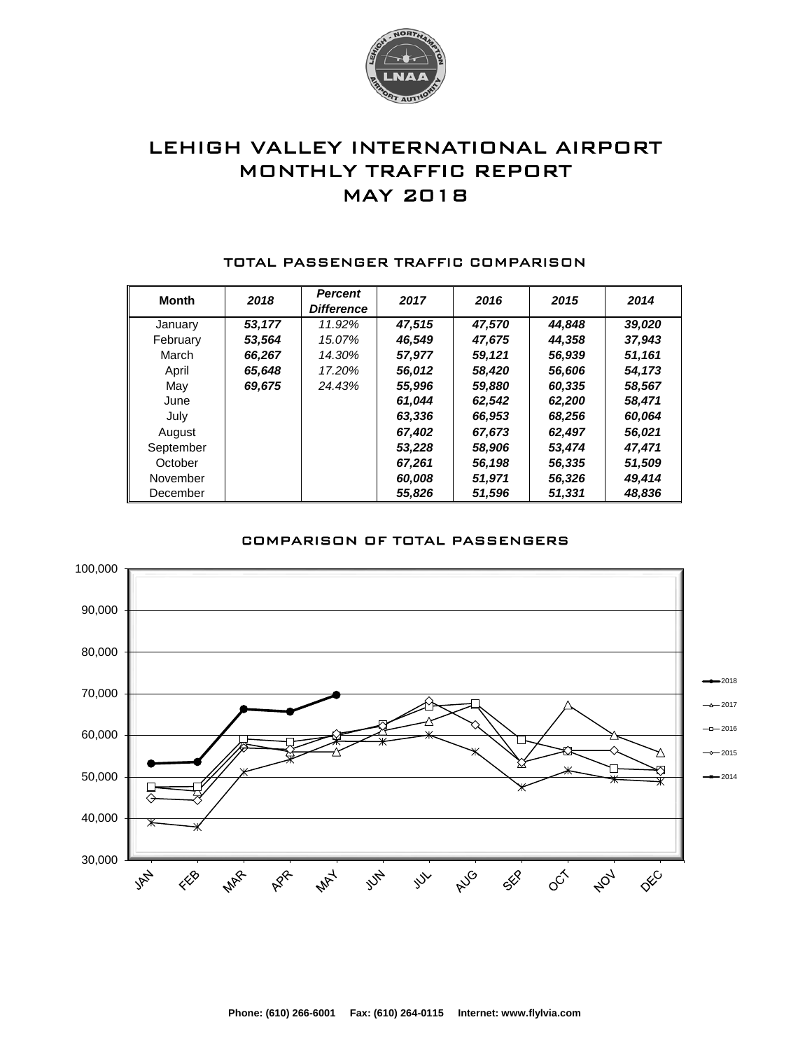# LEHIGH VALLEY INTERNATIONAL AIRPORT
# MONTHLY TRAFFIC REPORT
# MAY 2018

## TOTAL PASSENGER TRAFFIC COMPARISON

| Month | *2018* | *Percent Difference* | *2017* | *2016* | *2015* | *2014* |
|---|---|---|---|---|---|---|
| January | ***53,177*** | *11.92%* | ***47,515*** | ***47,570*** | ***44,848*** | ***39,020*** |
| February | ***53,564*** | *15.07%* | ***46,549*** | ***47,675*** | ***44,358*** | ***37,943*** |
| March | ***66,267*** | *14.30%* | ***57,977*** | ***59,121*** | ***56,939*** | ***51,161*** |
| April | ***65,648*** | *17.20%* | ***56,012*** | ***58,420*** | ***56,606*** | ***54,173*** |
| May | ***69,675*** | *24.43%* | ***55,996*** | ***59,880*** | ***60,335*** | ***58,567*** |
| June | | | ***61,044*** | ***62,542*** | ***62,200*** | ***58,471*** |
| July | | | ***63,336*** | ***66,953*** | ***68,256*** | ***60,064*** |
| August | | | ***67,402*** | ***67,673*** | ***62,497*** | ***56,021*** |
| September | | | ***53,228*** | ***58,906*** | ***53,474*** | ***47,471*** |
| October | | | ***67,261*** | ***56,198*** | ***56,335*** | ***51,509*** |
| November | | | ***60,008*** | ***51,971*** | ***56,326*** | ***49,414*** |
| December | | | ***55,826*** | ***51,596*** | ***51,331*** | ***48,836*** |

## COMPARISON OF TOTAL PASSENGERS

**Phone: (610) 266-6001 Fax: (610) 264-0115 Internet: www.flylvia.com**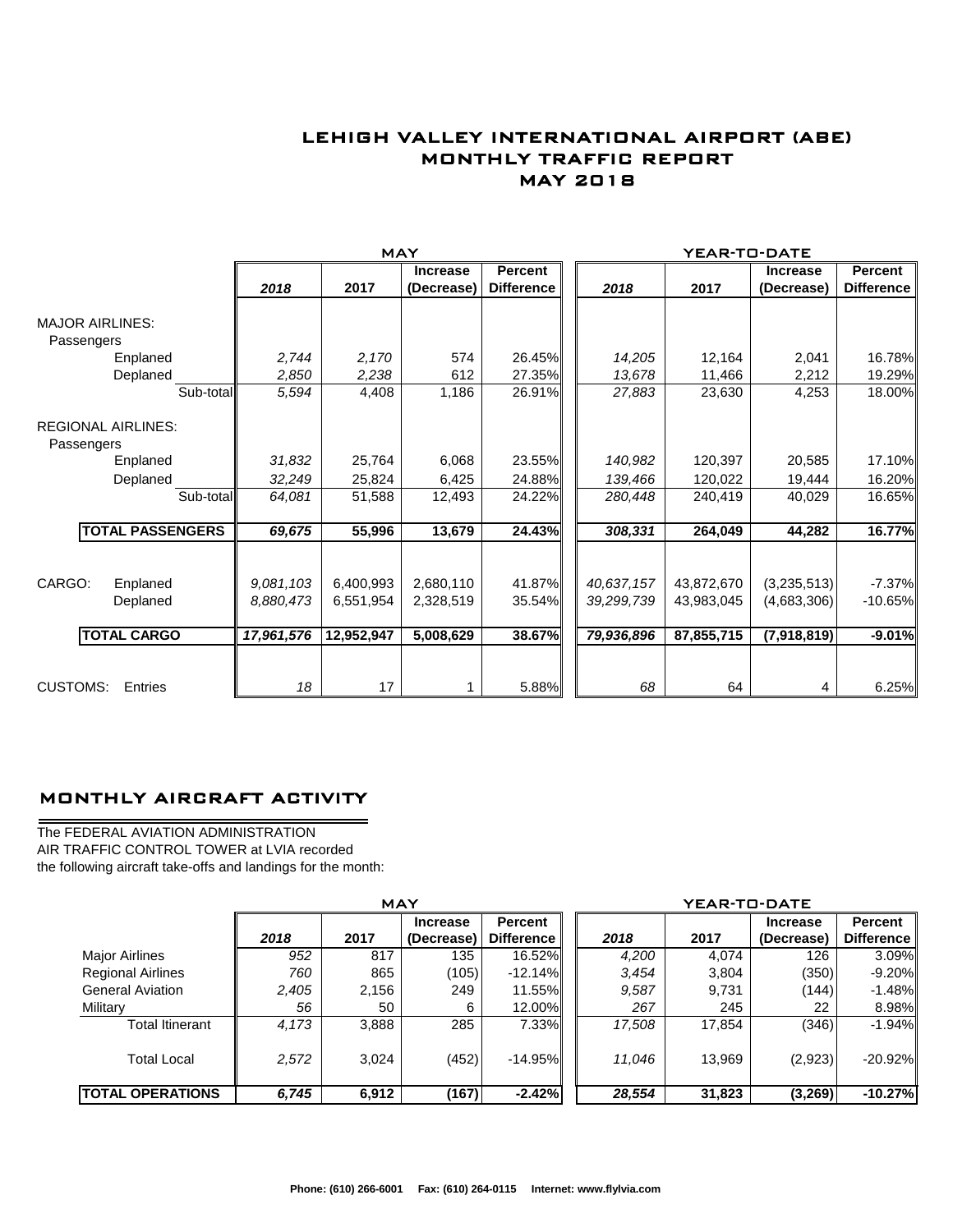# LEHIGH VALLEY INTERNATIONAL AIRPORT (ABE)
# MONTHLY TRAFFIC REPORT
# MAY 2018

| | | MAY | | | | YEAR-TO-DATE | | | |
|---|---|---|---|---|---|---|---|---|---|
| | | 2018 | 2017 | Increase (Decrease) | Percent Difference | 2018 | 2017 | Increase (Decrease) | Percent Difference |
| **MAJOR AIRLINES:** | | | | | | | | | |
| Passengers | | | | | | | | | |
| Enplaned | | *2,744* | *2,170* | 574 | 26.45% | *14,205* | 12,164 | 2,041 | 16.78% |
| Deplaned | | *2,850* | *2,238* | 612 | 27.35% | *13,678* | 11,466 | 2,212 | 19.29% |
| | Sub-total | *5,594* | 4,408 | 1,186 | 26.91% | *27,883* | 23,630 | 4,253 | 18.00% |
| **REGIONAL AIRLINES:** | | | | | | | | | |
| Passengers | | | | | | | | | |
| Enplaned | | *31,832* | 25,764 | 6,068 | 23.55% | *140,982* | 120,397 | 20,585 | 17.10% |
| Deplaned | | *32,249* | 25,824 | 6,425 | 24.88% | *139,466* | 120,022 | 19,444 | 16.20% |
| | Sub-total | *64,081* | 51,588 | 12,493 | 24.22% | *280,448* | 240,419 | 40,029 | 16.65% |
| **TOTAL PASSENGERS** | | ***69,675*** | **55,996** | **13,679** | **24.43%** | ***308,331*** | **264,049** | **44,282** | **16.77%** |
| CARGO: Enplaned | | *9,081,103* | 6,400,993 | 2,680,110 | 41.87% | *40,637,157* | 43,872,670 | (3,235,513) | -7.37% |
| Deplaned | | *8,880,473* | 6,551,954 | 2,328,519 | 35.54% | *39,299,739* | 43,983,045 | (4,683,306) | -10.65% |
| **TOTAL CARGO** | | ***17,961,576*** | **12,952,947** | **5,008,629** | **38.67%** | ***79,936,896*** | **87,855,715** | **(7,918,819)** | **-9.01%** |
| CUSTOMS: Entries | | *18* | 17 | 1 | 5.88% | *68* | 64 | 4 | 6.25% |

## MONTHLY AIRCRAFT ACTIVITY

The FEDERAL AVIATION ADMINISTRATION AIR TRAFFIC CONTROL TOWER at LVIA recorded the following aircraft take-offs and landings for the month:

| | MAY | | | | YEAR-TO-DATE | | | |
|---|---|---|---|---|---|---|---|---|
| | 2018 | 2017 | Increase (Decrease) | Percent Difference | 2018 | 2017 | Increase (Decrease) | Percent Difference |
| Major Airlines | *952* | 817 | 135 | 16.52% | *4,200* | 4,074 | 126 | 3.09% |
| Regional Airlines | *760* | 865 | (105) | -12.14% | *3,454* | 3,804 | (350) | -9.20% |
| General Aviation | *2,405* | 2,156 | 249 | 11.55% | *9,587* | 9,731 | (144) | -1.48% |
| Military | *56* | 50 | 6 | 12.00% | *267* | 245 | 22 | 8.98% |
| Total Itinerant | *4,173* | 3,888 | 285 | 7.33% | *17,508* | 17,854 | (346) | -1.94% |
| Total Local | *2,572* | 3,024 | (452) | -14.95% | *11,046* | 13,969 | (2,923) | -20.92% |
| **TOTAL OPERATIONS** | ***6,745*** | **6,912** | **(167)** | **-2.42%** | ***28,554*** | **31,823** | **(3,269)** | **-10.27%** |

**Phone: (610) 266-6001 Fax: (610) 264-0115 Internet: www.flylvia.com**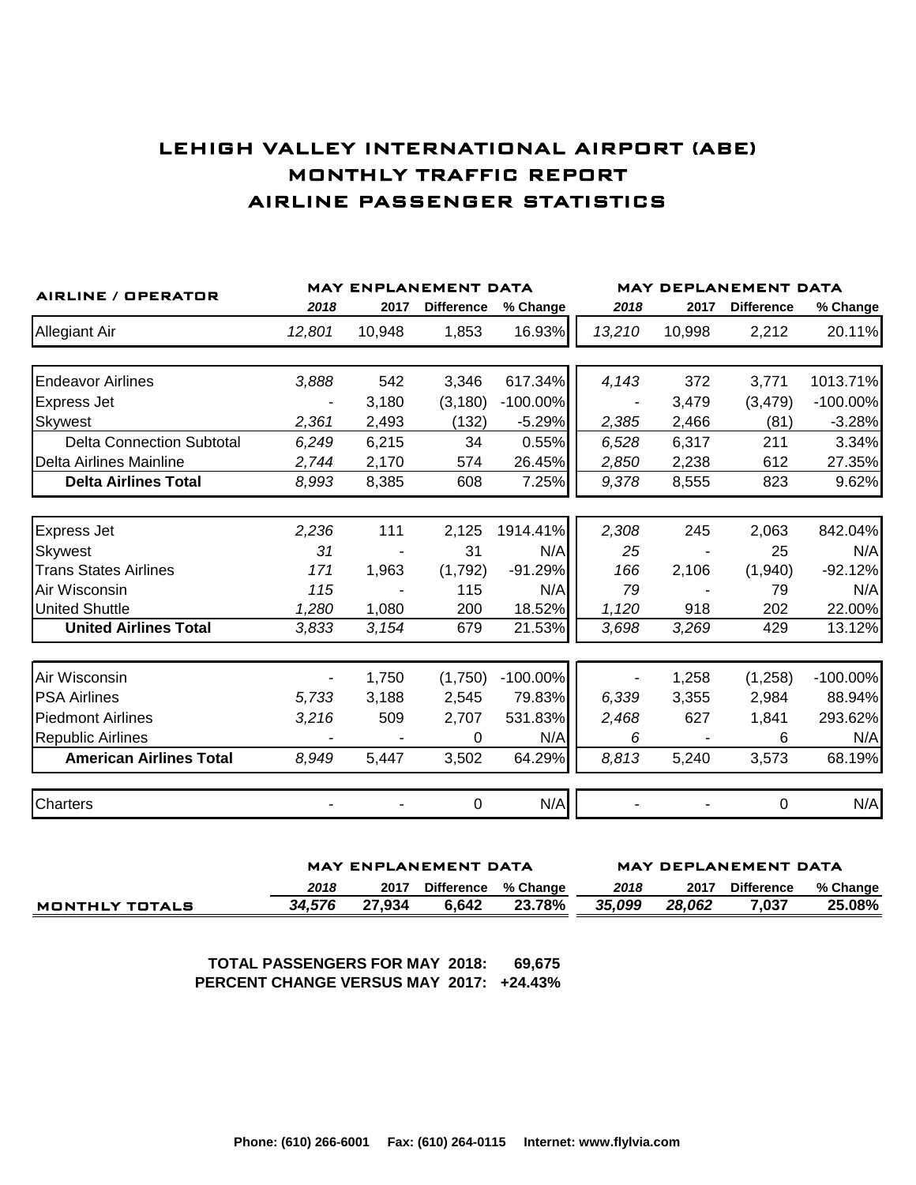# LEHIGH VALLEY INTERNATIONAL AIRPORT (ABE)
## MONTHLY TRAFFIC REPORT
## AIRLINE PASSENGER STATISTICS

| AIRLINE / OPERATOR | MAY ENPLANEMENT DATA | | | | MAY DEPLANEMENT DATA | | | |
|---|---|---|---|---|---|---|---|---|
| | *2018* | 2017 | Difference | % Change | *2018* | 2017 | Difference | % Change |
| Allegiant Air | *12,801* | 10,948 | 1,853 | 16.93% | *13,210* | 10,998 | 2,212 | 20.11% |
| | | | | | | | | |
| Endeavor Airlines | *3,888* | 542 | 3,346 | 617.34% | *4,143* | 372 | 3,771 | 1013.71% |
| Express Jet | - | 3,180 | (3,180) | -100.00% | - | 3,479 | (3,479) | -100.00% |
| Skywest | *2,361* | 2,493 | (132) | -5.29% | *2,385* | 2,466 | (81) | -3.28% |
| Delta Connection Subtotal | *6,249* | 6,215 | 34 | 0.55% | *6,528* | 6,317 | 211 | 3.34% |
| Delta Airlines Mainline | *2,744* | 2,170 | 574 | 26.45% | *2,850* | 2,238 | 612 | 27.35% |
| **Delta Airlines Total** | *8,993* | 8,385 | 608 | 7.25% | *9,378* | 8,555 | 823 | 9.62% |
| | | | | | | | | |
| Express Jet | *2,236* | 111 | 2,125 | 1914.41% | *2,308* | 245 | 2,063 | 842.04% |
| Skywest | *31* | - | 31 | N/A | *25* | - | 25 | N/A |
| Trans States Airlines | *171* | 1,963 | (1,792) | -91.29% | *166* | 2,106 | (1,940) | -92.12% |
| Air Wisconsin | *115* | - | 115 | N/A | *79* | - | 79 | N/A |
| United Shuttle | *1,280* | 1,080 | 200 | 18.52% | *1,120* | 918 | 202 | 22.00% |
| **United Airlines Total** | *3,833* | *3,154* | 679 | 21.53% | *3,698* | *3,269* | 429 | 13.12% |
| | | | | | | | | |
| Air Wisconsin | - | 1,750 | (1,750) | -100.00% | - | 1,258 | (1,258) | -100.00% |
| PSA Airlines | *5,733* | 3,188 | 2,545 | 79.83% | *6,339* | 3,355 | 2,984 | 88.94% |
| Piedmont Airlines | *3,216* | 509 | 2,707 | 531.83% | *2,468* | 627 | 1,841 | 293.62% |
| Republic Airlines | - | - | 0 | N/A | *6* | - | 6 | N/A |
| **American Airlines Total** | *8,949* | 5,447 | 3,502 | 64.29% | *8,813* | 5,240 | 3,573 | 68.19% |
| | | | | | | | | |
| Charters | - | - | 0 | N/A | - | - | 0 | N/A |

| | MAY ENPLANEMENT DATA | | | | MAY DEPLANEMENT DATA | | | |
|---|---|---|---|---|---|---|---|---|
| | *2018* | 2017 | Difference | % Change | *2018* | 2017 | Difference | % Change |
| **MONTHLY TOTALS** | ***34,576*** | **27,934** | **6,642** | **23.78%** | ***35,099*** | ***28,062*** | **7,037** | **25.08%** |

**TOTAL PASSENGERS FOR MAY 2018: 69,675**
**PERCENT CHANGE VERSUS MAY 2017: +24.43%**

**Phone: (610) 266-6001 Fax: (610) 264-0115 Internet: www.flylvia.com**